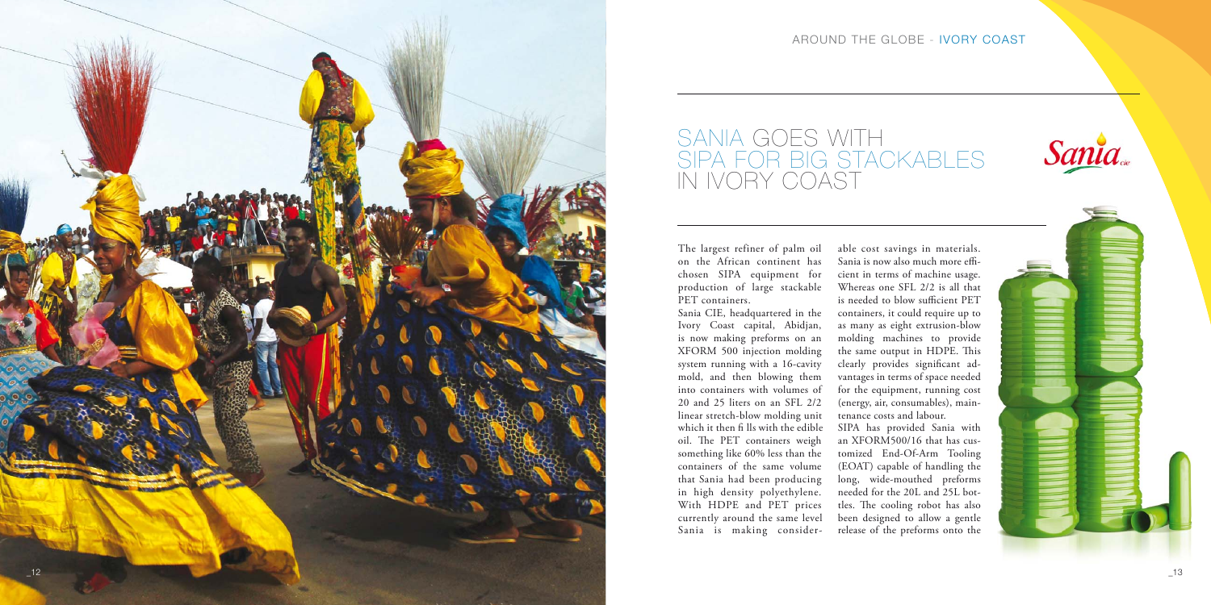AROUND THE GLOBE - IVORY COAST

# SANIA GOES WITH SIPA FOR BIG STACKABLES IN IVORY COAST

The largest refiner of palm oil on the African continent has chosen SIPA equipment for production of large stackable PET containers.

Sania CIE, headquartered in the Ivory Coast capital, Abidjan, is now making preforms on an XFORM 500 injection molding system running with a 16-cavity mold, and then blowing them into containers with volumes of 20 and 25 liters on an SFL 2/2 linear stretch-blow molding unit which it then fills with the edible oil. The PET containers weigh something like 60% less than the containers of the same volume that Sania had been producing in high density polyethylene. With HDPE and PET prices currently around the same level Sania is making considerable cost savings in materials. Sania is now also much more efficient in terms of machine usage. Whereas one SFL 2/2 is all that is needed to blow sufficient PET containers, it could require up to as many as eight extrusion-blow molding machines to provide the same output in HDPE. This clearly provides significant advantages in terms of space needed for the equipment, running cost (energy, air, consumables), maintenance costs and labour.

SIPA has provided Sania with an XFORM500/16 that has customized End-Of-Arm Tooling (EOAT) capable of handling the long, wide-mouthed preforms needed for the 20L and 25L bottles. The cooling robot has also been designed to allow a gentle release of the preforms onto the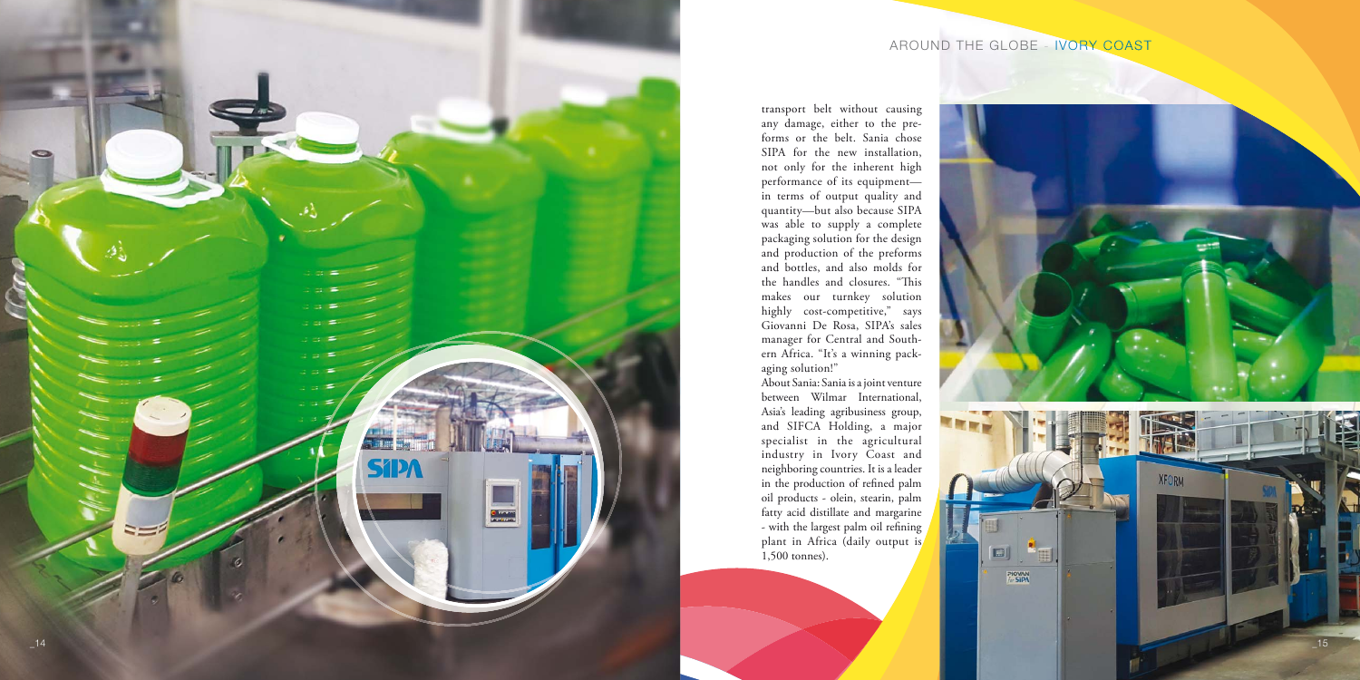transport belt without causing any damage, either to the preforms or the belt. Sania chose SIPA for the new installation, not only for the inherent high performance of its equipment—in terms of output quality and quantity—but also because SIPA was able to supply a complete packaging solution for the design and production of the preforms and bottles, and also molds for the handles and closures. "This makes our turnkey solution highly cost-competitive," says Giovanni De Rosa, SIPA's sales manager for Central and Southern Africa. "It's a winning packaging solution!"

About Sania: Sania is a joint venture between Wilmar International, Asia's leading agribusiness group, and SIFCA Holding, a major specialist in the agricultural industry in Ivory Coast and neighboring countries. It is a leader in the production of refined palm oil products - olein, stearin, palm fatty acid distillate and margarine - with the largest palm oil refining plant in Africa (daily output is 1,500 tonnes).